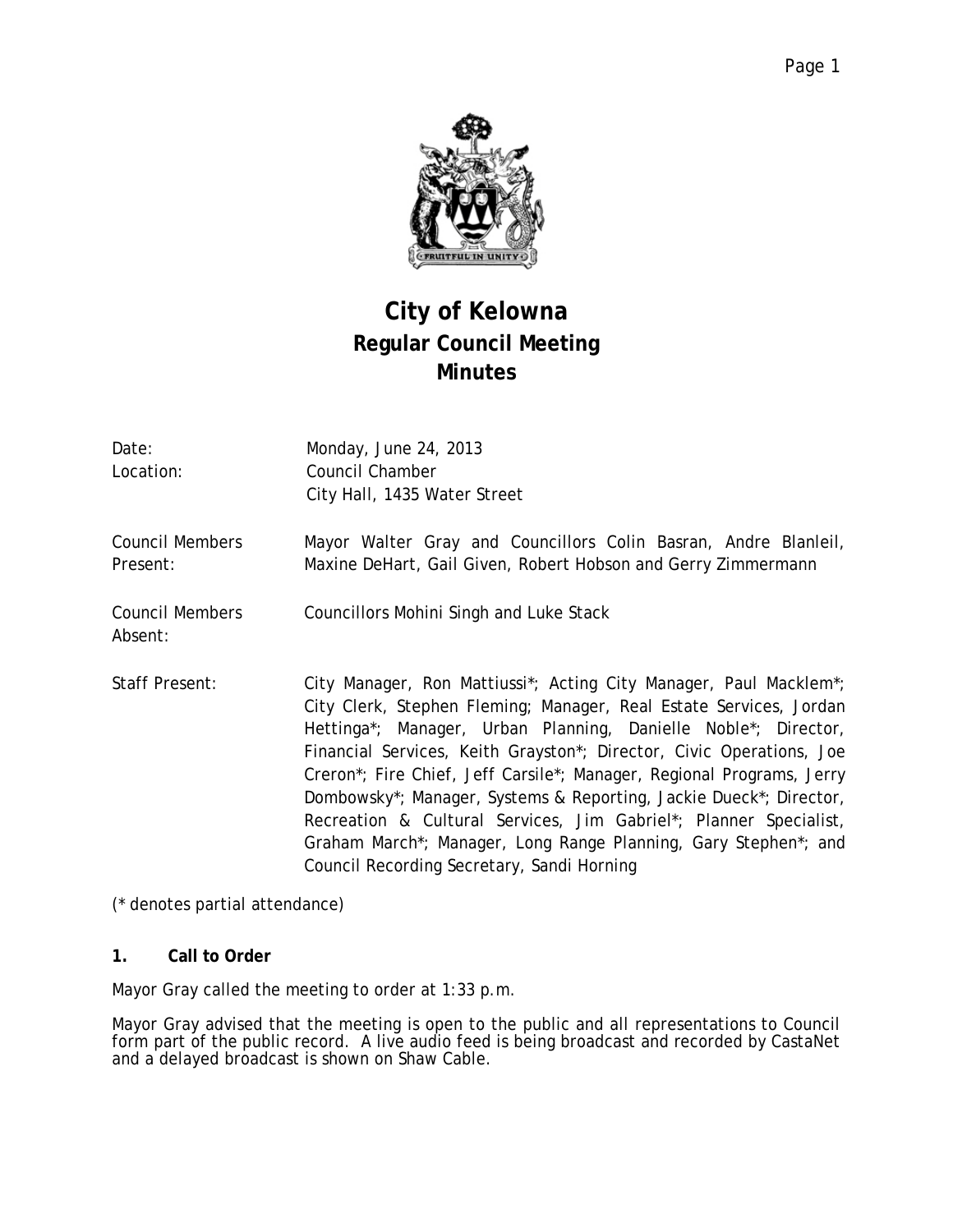# City of Kelowna
## Regular Council Meeting
## Minutes

| | |
|---|---|
| Date: | Monday, June 24, 2013 |
| Location: | Council Chamber<br>City Hall, 1435 Water Street |
| Council Members Present: | Mayor Walter Gray and Councillors Colin Basran, Andre Blanleil, Maxine DeHart, Gail Given, Robert Hobson and Gerry Zimmermann |
| Council Members Absent: | Councillors Mohini Singh and Luke Stack |
| Staff Present: | City Manager, Ron Mattiussi*; Acting City Manager, Paul Macklem*; City Clerk, Stephen Fleming; Manager, Real Estate Services, Jordan Hettinga*; Manager, Urban Planning, Danielle Noble*; Director, Financial Services, Keith Grayston*; Director, Civic Operations, Joe Creron*; Fire Chief, Jeff Carsile*; Manager, Regional Programs, Jerry Dombowsky*; Manager, Systems & Reporting, Jackie Dueck*; Director, Recreation & Cultural Services, Jim Gabriel*; Planner Specialist, Graham March*; Manager, Long Range Planning, Gary Stephen*; and Council Recording Secretary, Sandi Horning |

(* denotes partial attendance)

### 1. Call to Order

Mayor Gray called the meeting to order at 1:33 p.m.

Mayor Gray advised that the meeting is open to the public and all representations to Council form part of the public record. A live audio feed is being broadcast and recorded by CastaNet and a delayed broadcast is shown on Shaw Cable.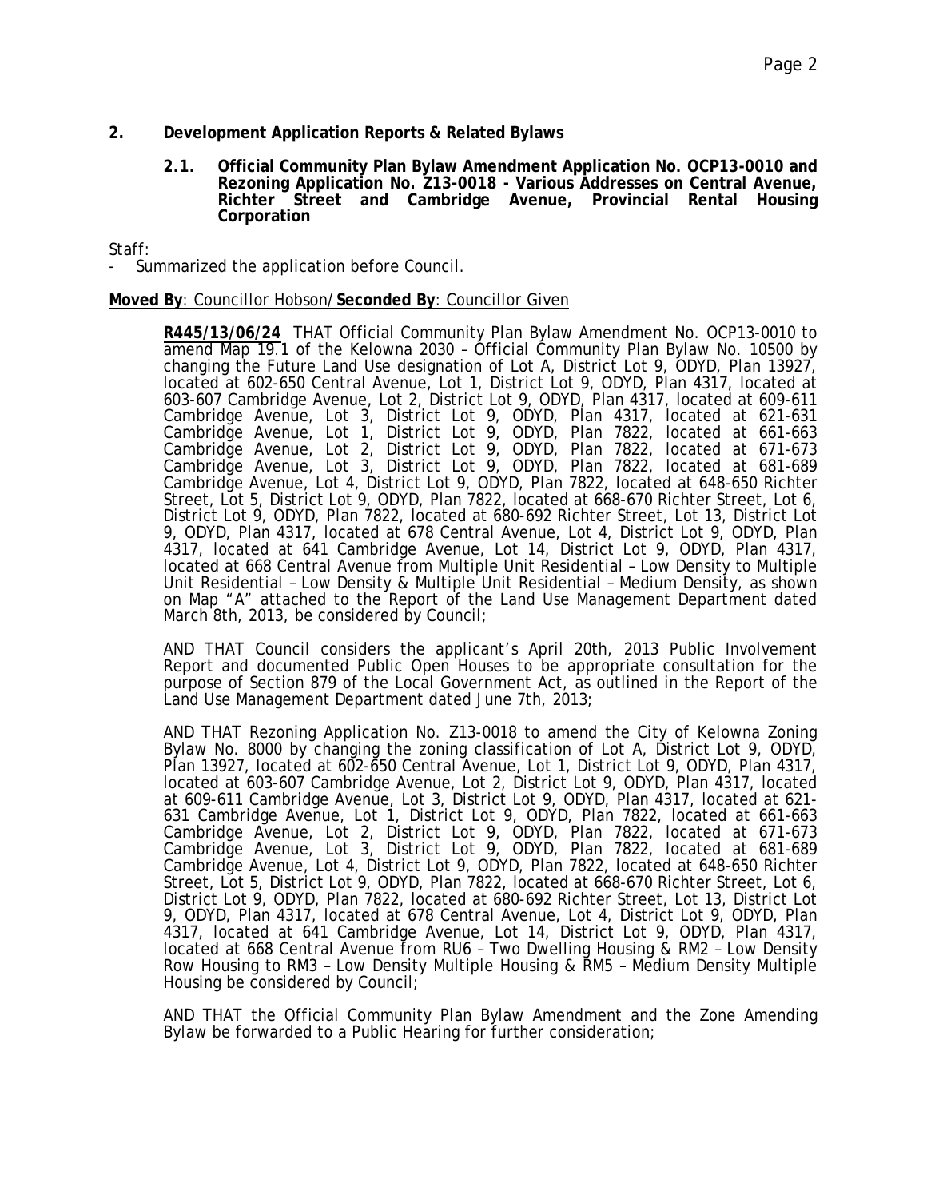## 2. Development Application Reports & Related Bylaws

### 2.1. Official Community Plan Bylaw Amendment Application No. OCP13-0010 and Rezoning Application No. Z13-0018 - Various Addresses on Central Avenue, Richter Street and Cambridge Avenue, Provincial Rental Housing Corporation

Staff:

- Summarized the application before Council.

**Moved By**: Councillor Hobson/**Seconded By**: Councillor Given

**R445/13/06/24** THAT Official Community Plan Bylaw Amendment No. OCP13-0010 to amend Map 19.1 of the Kelowna 2030 – Official Community Plan Bylaw No. 10500 by changing the Future Land Use designation of Lot A, District Lot 9, ODYD, Plan 13927, located at 602-650 Central Avenue, Lot 1, District Lot 9, ODYD, Plan 4317, located at 603-607 Cambridge Avenue, Lot 2, District Lot 9, ODYD, Plan 4317, located at 609-611 Cambridge Avenue, Lot 3, District Lot 9, ODYD, Plan 4317, located at 621-631 Cambridge Avenue, Lot 1, District Lot 9, ODYD, Plan 7822, located at 661-663 Cambridge Avenue, Lot 2, District Lot 9, ODYD, Plan 7822, located at 671-673 Cambridge Avenue, Lot 3, District Lot 9, ODYD, Plan 7822, located at 681-689 Cambridge Avenue, Lot 4, District Lot 9, ODYD, Plan 7822, located at 648-650 Richter Street, Lot 5, District Lot 9, ODYD, Plan 7822, located at 668-670 Richter Street, Lot 6, District Lot 9, ODYD, Plan 7822, located at 680-692 Richter Street, Lot 13, District Lot 9, ODYD, Plan 4317, located at 678 Central Avenue, Lot 4, District Lot 9, ODYD, Plan 4317, located at 641 Cambridge Avenue, Lot 14, District Lot 9, ODYD, Plan 4317, located at 668 Central Avenue from Multiple Unit Residential – Low Density to Multiple Unit Residential – Low Density & Multiple Unit Residential – Medium Density, as shown on Map "A" attached to the Report of the Land Use Management Department dated March 8th, 2013, be considered by Council;

AND THAT Council considers the applicant's April 20th, 2013 Public Involvement Report and documented Public Open Houses to be appropriate consultation for the purpose of Section 879 of the Local Government Act, as outlined in the Report of the Land Use Management Department dated June 7th, 2013;

AND THAT Rezoning Application No. Z13-0018 to amend the City of Kelowna Zoning Bylaw No. 8000 by changing the zoning classification of Lot A, District Lot 9, ODYD, Plan 13927, located at 602-650 Central Avenue, Lot 1, District Lot 9, ODYD, Plan 4317, located at 603-607 Cambridge Avenue, Lot 2, District Lot 9, ODYD, Plan 4317, located at 609-611 Cambridge Avenue, Lot 3, District Lot 9, ODYD, Plan 4317, located at 621-631 Cambridge Avenue, Lot 1, District Lot 9, ODYD, Plan 7822, located at 661-663 Cambridge Avenue, Lot 2, District Lot 9, ODYD, Plan 7822, located at 671-673 Cambridge Avenue, Lot 3, District Lot 9, ODYD, Plan 7822, located at 681-689 Cambridge Avenue, Lot 4, District Lot 9, ODYD, Plan 7822, located at 648-650 Richter Street, Lot 5, District Lot 9, ODYD, Plan 7822, located at 668-670 Richter Street, Lot 6, District Lot 9, ODYD, Plan 7822, located at 680-692 Richter Street, Lot 13, District Lot 9, ODYD, Plan 4317, located at 678 Central Avenue, Lot 4, District Lot 9, ODYD, Plan 4317, located at 641 Cambridge Avenue, Lot 14, District Lot 9, ODYD, Plan 4317, located at 668 Central Avenue from RU6 – Two Dwelling Housing & RM2 – Low Density Row Housing to RM3 – Low Density Multiple Housing & RM5 – Medium Density Multiple Housing be considered by Council;

AND THAT the Official Community Plan Bylaw Amendment and the Zone Amending Bylaw be forwarded to a Public Hearing for further consideration;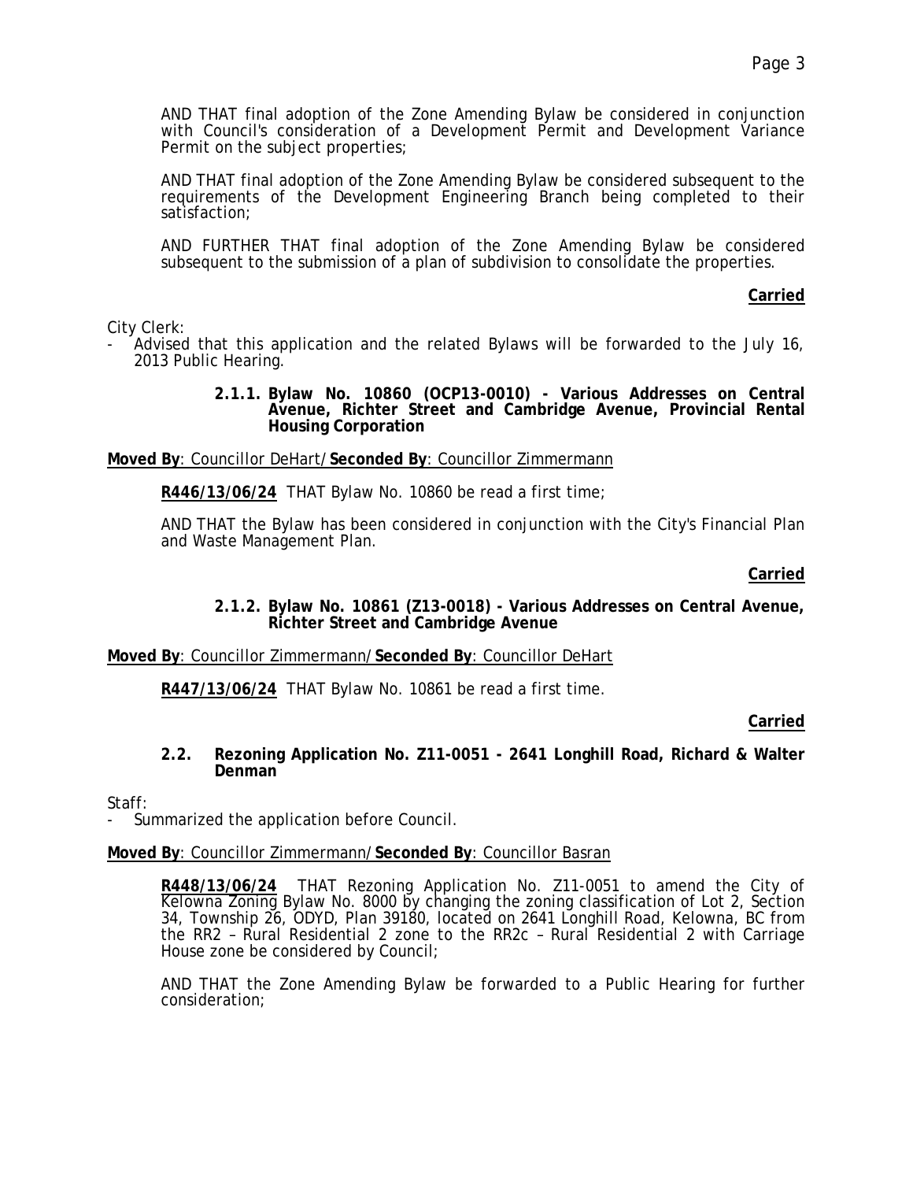AND THAT final adoption of the Zone Amending Bylaw be considered in conjunction with Council's consideration of a Development Permit and Development Variance Permit on the subject properties;

AND THAT final adoption of the Zone Amending Bylaw be considered subsequent to the requirements of the Development Engineering Branch being completed to their satisfaction;

AND FURTHER THAT final adoption of the Zone Amending Bylaw be considered subsequent to the submission of a plan of subdivision to consolidate the properties.

**Carried**

City Clerk:
- Advised that this application and the related Bylaws will be forwarded to the July 16, 2013 Public Hearing.

**2.1.1. Bylaw No. 10860 (OCP13-0010) - Various Addresses on Central Avenue, Richter Street and Cambridge Avenue, Provincial Rental Housing Corporation**

**Moved By**: Councillor DeHart/**Seconded By**: Councillor Zimmermann

**R446/13/06/24** THAT Bylaw No. 10860 be read a first time;

AND THAT the Bylaw has been considered in conjunction with the City's Financial Plan and Waste Management Plan.

**Carried**

**2.1.2. Bylaw No. 10861 (Z13-0018) - Various Addresses on Central Avenue, Richter Street and Cambridge Avenue**

**Moved By**: Councillor Zimmermann/**Seconded By**: Councillor DeHart

**R447/13/06/24** THAT Bylaw No. 10861 be read a first time.

**Carried**

**2.2. Rezoning Application No. Z11-0051 - 2641 Longhill Road, Richard & Walter Denman**

Staff:
- Summarized the application before Council.

**Moved By**: Councillor Zimmermann/**Seconded By**: Councillor Basran

**R448/13/06/24** THAT Rezoning Application No. Z11-0051 to amend the City of Kelowna Zoning Bylaw No. 8000 by changing the zoning classification of Lot 2, Section 34, Township 26, ODYD, Plan 39180, located on 2641 Longhill Road, Kelowna, BC from the RR2 – Rural Residential 2 zone to the RR2c – Rural Residential 2 with Carriage House zone be considered by Council;

AND THAT the Zone Amending Bylaw be forwarded to a Public Hearing for further consideration;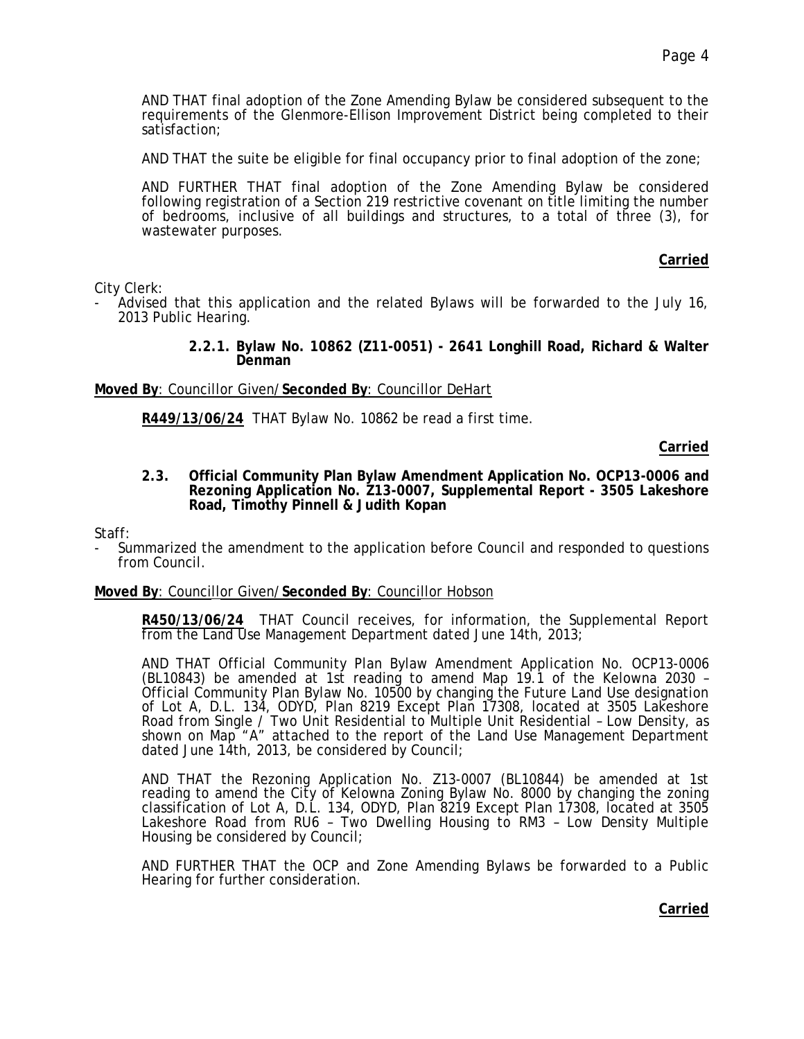AND THAT final adoption of the Zone Amending Bylaw be considered subsequent to the requirements of the Glenmore-Ellison Improvement District being completed to their satisfaction;

AND THAT the suite be eligible for final occupancy prior to final adoption of the zone;

AND FURTHER THAT final adoption of the Zone Amending Bylaw be considered following registration of a Section 219 restrictive covenant on title limiting the number of bedrooms, inclusive of all buildings and structures, to a total of three (3), for wastewater purposes.

**Carried**

City Clerk:

- Advised that this application and the related Bylaws will be forwarded to the July 16, 2013 Public Hearing.

**2.2.1. Bylaw No. 10862 (Z11-0051) - 2641 Longhill Road, Richard & Walter Denman**

**Moved By**: Councillor Given/**Seconded By**: Councillor DeHart

**R449/13/06/24** THAT Bylaw No. 10862 be read a first time.

**Carried**

**2.3. Official Community Plan Bylaw Amendment Application No. OCP13-0006 and Rezoning Application No. Z13-0007, Supplemental Report - 3505 Lakeshore Road, Timothy Pinnell & Judith Kopan**

Staff:

- Summarized the amendment to the application before Council and responded to questions from Council.

**Moved By**: Councillor Given/**Seconded By**: Councillor Hobson

**R450/13/06/24** THAT Council receives, for information, the Supplemental Report from the Land Use Management Department dated June 14th, 2013;

AND THAT Official Community Plan Bylaw Amendment Application No. OCP13-0006 (BL10843) be amended at 1st reading to amend Map 19.1 of the Kelowna 2030 – Official Community Plan Bylaw No. 10500 by changing the Future Land Use designation of Lot A, D.L. 134, ODYD, Plan 8219 Except Plan 17308, located at 3505 Lakeshore Road from Single / Two Unit Residential to Multiple Unit Residential – Low Density, as shown on Map "A" attached to the report of the Land Use Management Department dated June 14th, 2013, be considered by Council;

AND THAT the Rezoning Application No. Z13-0007 (BL10844) be amended at 1st reading to amend the City of Kelowna Zoning Bylaw No. 8000 by changing the zoning classification of Lot A, D.L. 134, ODYD, Plan 8219 Except Plan 17308, located at 3505 Lakeshore Road from RU6 – Two Dwelling Housing to RM3 – Low Density Multiple Housing be considered by Council;

AND FURTHER THAT the OCP and Zone Amending Bylaws be forwarded to a Public Hearing for further consideration.

**Carried**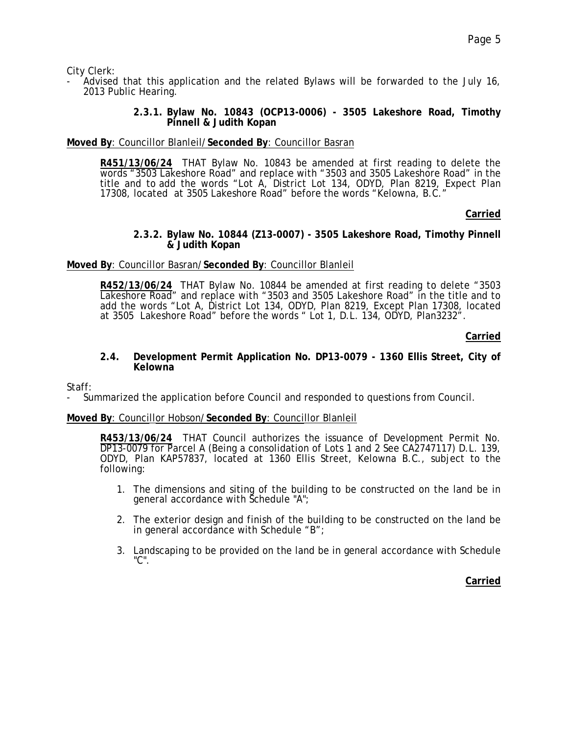City Clerk:

- Advised that this application and the related Bylaws will be forwarded to the July 16, 2013 Public Hearing.

#### 2.3.1. Bylaw No. 10843 (OCP13-0006) - 3505 Lakeshore Road, Timothy Pinnell & Judith Kopan

**Moved By**: Councillor Blanleil/**Seconded By**: Councillor Basran

> **R451/13/06/24** THAT Bylaw No. 10843 be amended at first reading to delete the words "3503 Lakeshore Road" and replace with "3503 and 3505 Lakeshore Road" in the title and to add the words "Lot A, District Lot 134, ODYD, Plan 8219, Expect Plan 17308, located at 3505 Lakeshore Road" before the words "Kelowna, B.C."

**Carried**

#### 2.3.2. Bylaw No. 10844 (Z13-0007) - 3505 Lakeshore Road, Timothy Pinnell & Judith Kopan

**Moved By**: Councillor Basran/**Seconded By**: Councillor Blanleil

> **R452/13/06/24** THAT Bylaw No. 10844 be amended at first reading to delete "3503 Lakeshore Road" and replace with "3503 and 3505 Lakeshore Road" in the title and to add the words "Lot A, District Lot 134, ODYD, Plan 8219, Except Plan 17308, located at 3505 Lakeshore Road" before the words " Lot 1, D.L. 134, ODYD, Plan3232".

**Carried**

### 2.4. Development Permit Application No. DP13-0079 - 1360 Ellis Street, City of Kelowna

Staff:

- Summarized the application before Council and responded to questions from Council.

**Moved By**: Councillor Hobson/**Seconded By**: Councillor Blanleil

> **R453/13/06/24** THAT Council authorizes the issuance of Development Permit No. DP13-0079 for Parcel A (Being a consolidation of Lots 1 and 2 See CA2747117) D.L. 139, ODYD, Plan KAP57837, located at 1360 Ellis Street, Kelowna B.C., subject to the following:
>
> 1. The dimensions and siting of the building to be constructed on the land be in general accordance with Schedule "A";
>
> 2. The exterior design and finish of the building to be constructed on the land be in general accordance with Schedule "B";
>
> 3. Landscaping to be provided on the land be in general accordance with Schedule "C".

**Carried**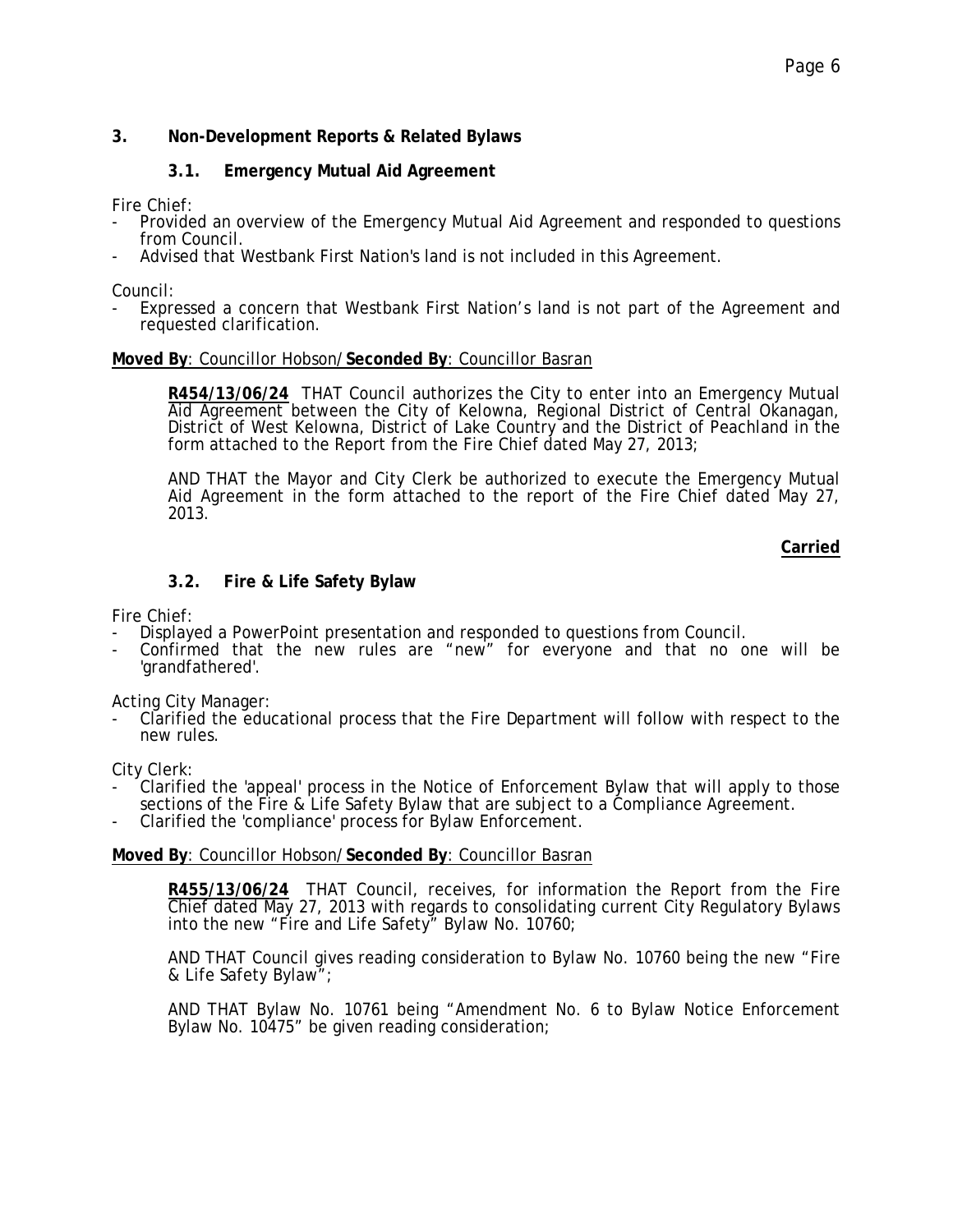## 3. Non-Development Reports & Related Bylaws

### 3.1. Emergency Mutual Aid Agreement

Fire Chief:
- Provided an overview of the Emergency Mutual Aid Agreement and responded to questions from Council.
- Advised that Westbank First Nation's land is not included in this Agreement.

Council:
- Expressed a concern that Westbank First Nation's land is not part of the Agreement and requested clarification.

**Moved By**: Councillor Hobson/**Seconded By**: Councillor Basran

> **R454/13/06/24** THAT Council authorizes the City to enter into an Emergency Mutual Aid Agreement between the City of Kelowna, Regional District of Central Okanagan, District of West Kelowna, District of Lake Country and the District of Peachland in the form attached to the Report from the Fire Chief dated May 27, 2013;
>
> AND THAT the Mayor and City Clerk be authorized to execute the Emergency Mutual Aid Agreement in the form attached to the report of the Fire Chief dated May 27, 2013.

**Carried**

### 3.2. Fire & Life Safety Bylaw

Fire Chief:
- Displayed a PowerPoint presentation and responded to questions from Council.
- Confirmed that the new rules are "new" for everyone and that no one will be 'grandfathered'.

Acting City Manager:
- Clarified the educational process that the Fire Department will follow with respect to the new rules.

City Clerk:
- Clarified the 'appeal' process in the Notice of Enforcement Bylaw that will apply to those sections of the Fire & Life Safety Bylaw that are subject to a Compliance Agreement.
- Clarified the 'compliance' process for Bylaw Enforcement.

**Moved By**: Councillor Hobson/**Seconded By**: Councillor Basran

> **R455/13/06/24** THAT Council, receives, for information the Report from the Fire Chief dated May 27, 2013 with regards to consolidating current City Regulatory Bylaws into the new "Fire and Life Safety" Bylaw No. 10760;
>
> AND THAT Council gives reading consideration to Bylaw No. 10760 being the new "Fire & Life Safety Bylaw";
>
> AND THAT Bylaw No. 10761 being "Amendment No. 6 to Bylaw Notice Enforcement Bylaw No. 10475" be given reading consideration;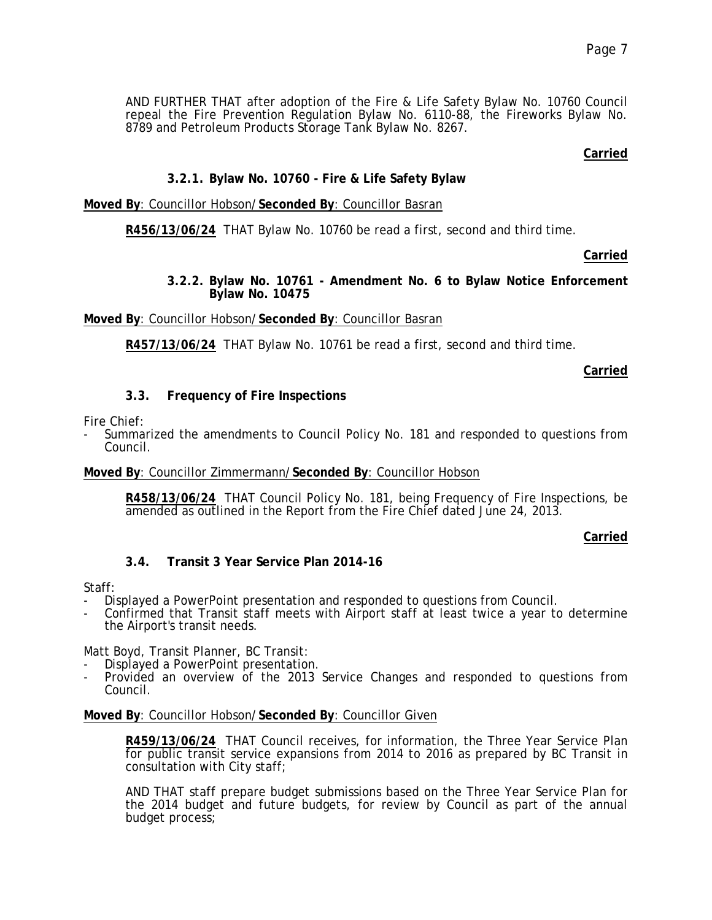AND FURTHER THAT after adoption of the Fire & Life Safety Bylaw No. 10760 Council repeal the Fire Prevention Regulation Bylaw No. 6110-88, the Fireworks Bylaw No. 8789 and Petroleum Products Storage Tank Bylaw No. 8267.

**Carried**

### 3.2.1. Bylaw No. 10760 - Fire & Life Safety Bylaw

**Moved By**: Councillor Hobson/**Seconded By**: Councillor Basran

**R456/13/06/24** THAT Bylaw No. 10760 be read a first, second and third time.

**Carried**

### 3.2.2. Bylaw No. 10761 - Amendment No. 6 to Bylaw Notice Enforcement Bylaw No. 10475

**Moved By**: Councillor Hobson/**Seconded By**: Councillor Basran

**R457/13/06/24** THAT Bylaw No. 10761 be read a first, second and third time.

**Carried**

### 3.3. Frequency of Fire Inspections

Fire Chief:
- Summarized the amendments to Council Policy No. 181 and responded to questions from Council.

**Moved By**: Councillor Zimmermann/**Seconded By**: Councillor Hobson

**R458/13/06/24** THAT Council Policy No. 181, being Frequency of Fire Inspections, be amended as outlined in the Report from the Fire Chief dated June 24, 2013.

**Carried**

### 3.4. Transit 3 Year Service Plan 2014-16

Staff:
- Displayed a PowerPoint presentation and responded to questions from Council.
- Confirmed that Transit staff meets with Airport staff at least twice a year to determine the Airport's transit needs.

Matt Boyd, Transit Planner, BC Transit:
- Displayed a PowerPoint presentation.
- Provided an overview of the 2013 Service Changes and responded to questions from Council.

**Moved By**: Councillor Hobson/**Seconded By**: Councillor Given

**R459/13/06/24** THAT Council receives, for information, the Three Year Service Plan for public transit service expansions from 2014 to 2016 as prepared by BC Transit in consultation with City staff;

AND THAT staff prepare budget submissions based on the Three Year Service Plan for the 2014 budget and future budgets, for review by Council as part of the annual budget process;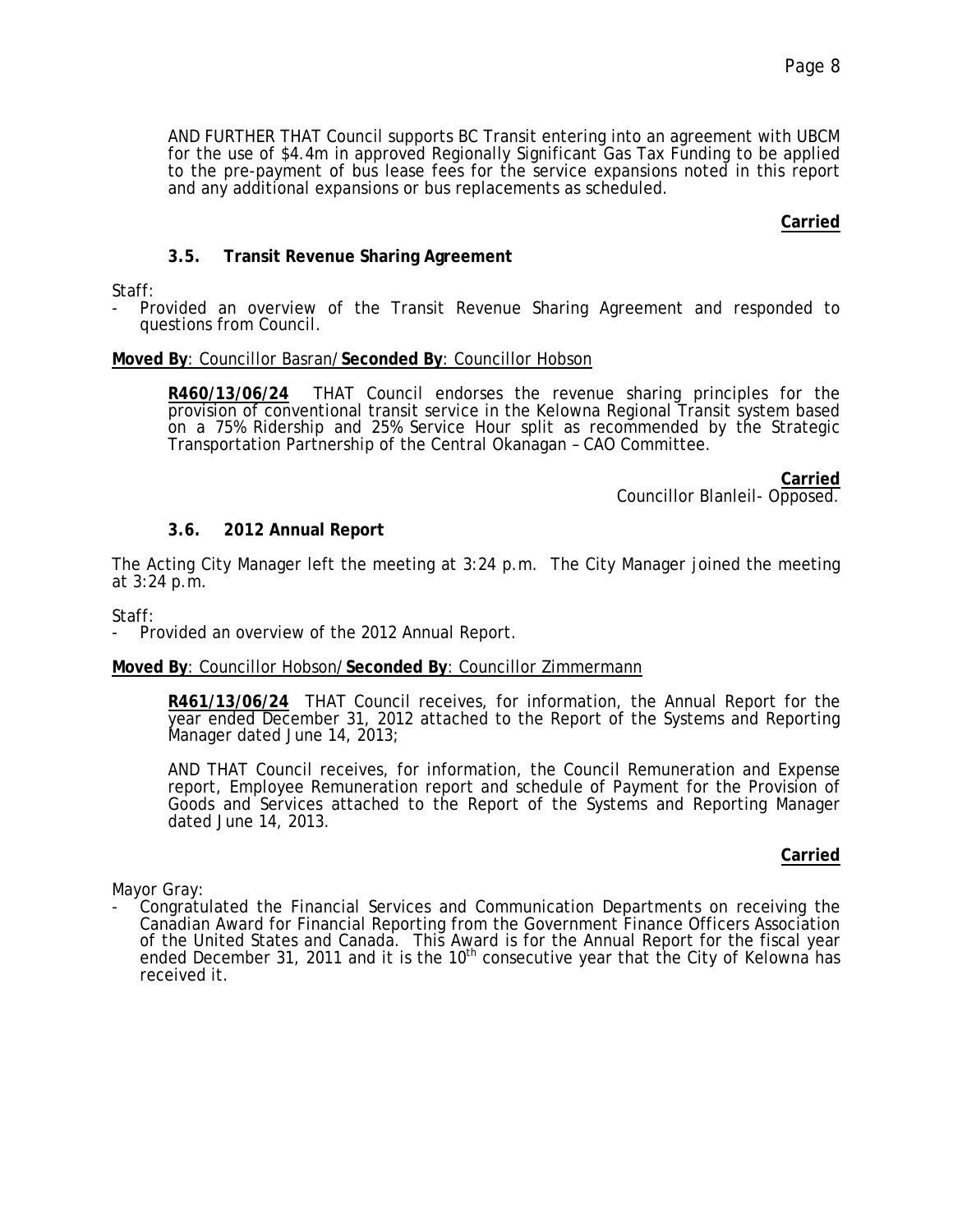AND FURTHER THAT Council supports BC Transit entering into an agreement with UBCM for the use of \$4.4m in approved Regionally Significant Gas Tax Funding to be applied to the pre-payment of bus lease fees for the service expansions noted in this report and any additional expansions or bus replacements as scheduled.

**Carried**

### 3.5. Transit Revenue Sharing Agreement

Staff:

- Provided an overview of the Transit Revenue Sharing Agreement and responded to questions from Council.

**Moved By**: Councillor Basran/**Seconded By**: Councillor Hobson

**R460/13/06/24** THAT Council endorses the revenue sharing principles for the provision of conventional transit service in the Kelowna Regional Transit system based on a 75% Ridership and 25% Service Hour split as recommended by the Strategic Transportation Partnership of the Central Okanagan – CAO Committee.

**Carried**
Councillor Blanleil- Opposed.

### 3.6. 2012 Annual Report

The Acting City Manager left the meeting at 3:24 p.m. The City Manager joined the meeting at 3:24 p.m.

Staff:

- Provided an overview of the 2012 Annual Report.

**Moved By**: Councillor Hobson/**Seconded By**: Councillor Zimmermann

**R461/13/06/24** THAT Council receives, for information, the Annual Report for the year ended December 31, 2012 attached to the Report of the Systems and Reporting Manager dated June 14, 2013;

AND THAT Council receives, for information, the Council Remuneration and Expense report, Employee Remuneration report and schedule of Payment for the Provision of Goods and Services attached to the Report of the Systems and Reporting Manager dated June 14, 2013.

**Carried**

Mayor Gray:

- Congratulated the Financial Services and Communication Departments on receiving the Canadian Award for Financial Reporting from the Government Finance Officers Association of the United States and Canada. This Award is for the Annual Report for the fiscal year ended December 31, 2011 and it is the 10th consecutive year that the City of Kelowna has received it.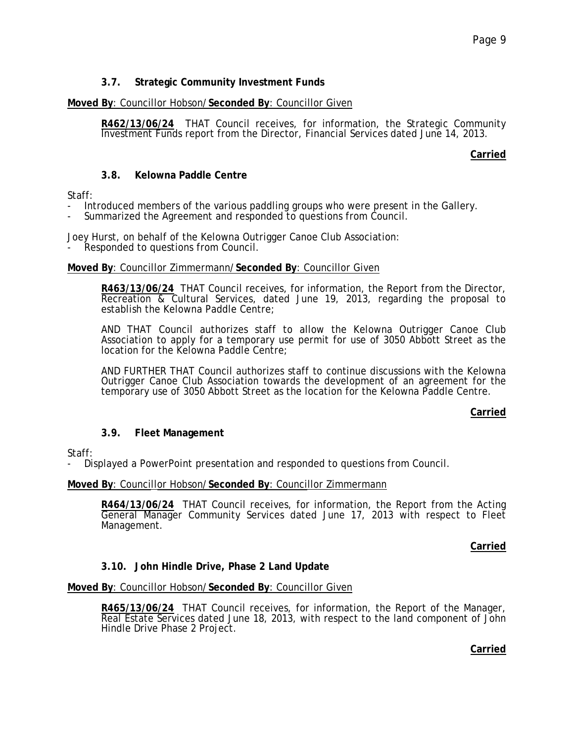### 3.7. Strategic Community Investment Funds

**Moved By**: Councillor Hobson/**Seconded By**: Councillor Given

**R462/13/06/24** THAT Council receives, for information, the Strategic Community Investment Funds report from the Director, Financial Services dated June 14, 2013.

**Carried**

### 3.8. Kelowna Paddle Centre

Staff:
- Introduced members of the various paddling groups who were present in the Gallery.
- Summarized the Agreement and responded to questions from Council.

Joey Hurst, on behalf of the Kelowna Outrigger Canoe Club Association:
- Responded to questions from Council.

**Moved By**: Councillor Zimmermann/**Seconded By**: Councillor Given

**R463/13/06/24** THAT Council receives, for information, the Report from the Director, Recreation & Cultural Services, dated June 19, 2013, regarding the proposal to establish the Kelowna Paddle Centre;

AND THAT Council authorizes staff to allow the Kelowna Outrigger Canoe Club Association to apply for a temporary use permit for use of 3050 Abbott Street as the location for the Kelowna Paddle Centre;

AND FURTHER THAT Council authorizes staff to continue discussions with the Kelowna Outrigger Canoe Club Association towards the development of an agreement for the temporary use of 3050 Abbott Street as the location for the Kelowna Paddle Centre.

**Carried**

### 3.9. Fleet Management

Staff:
- Displayed a PowerPoint presentation and responded to questions from Council.

**Moved By**: Councillor Hobson/**Seconded By**: Councillor Zimmermann

**R464/13/06/24** THAT Council receives, for information, the Report from the Acting General Manager Community Services dated June 17, 2013 with respect to Fleet Management.

**Carried**

### 3.10. John Hindle Drive, Phase 2 Land Update

**Moved By**: Councillor Hobson/**Seconded By**: Councillor Given

**R465/13/06/24** THAT Council receives, for information, the Report of the Manager, Real Estate Services dated June 18, 2013, with respect to the land component of John Hindle Drive Phase 2 Project.

**Carried**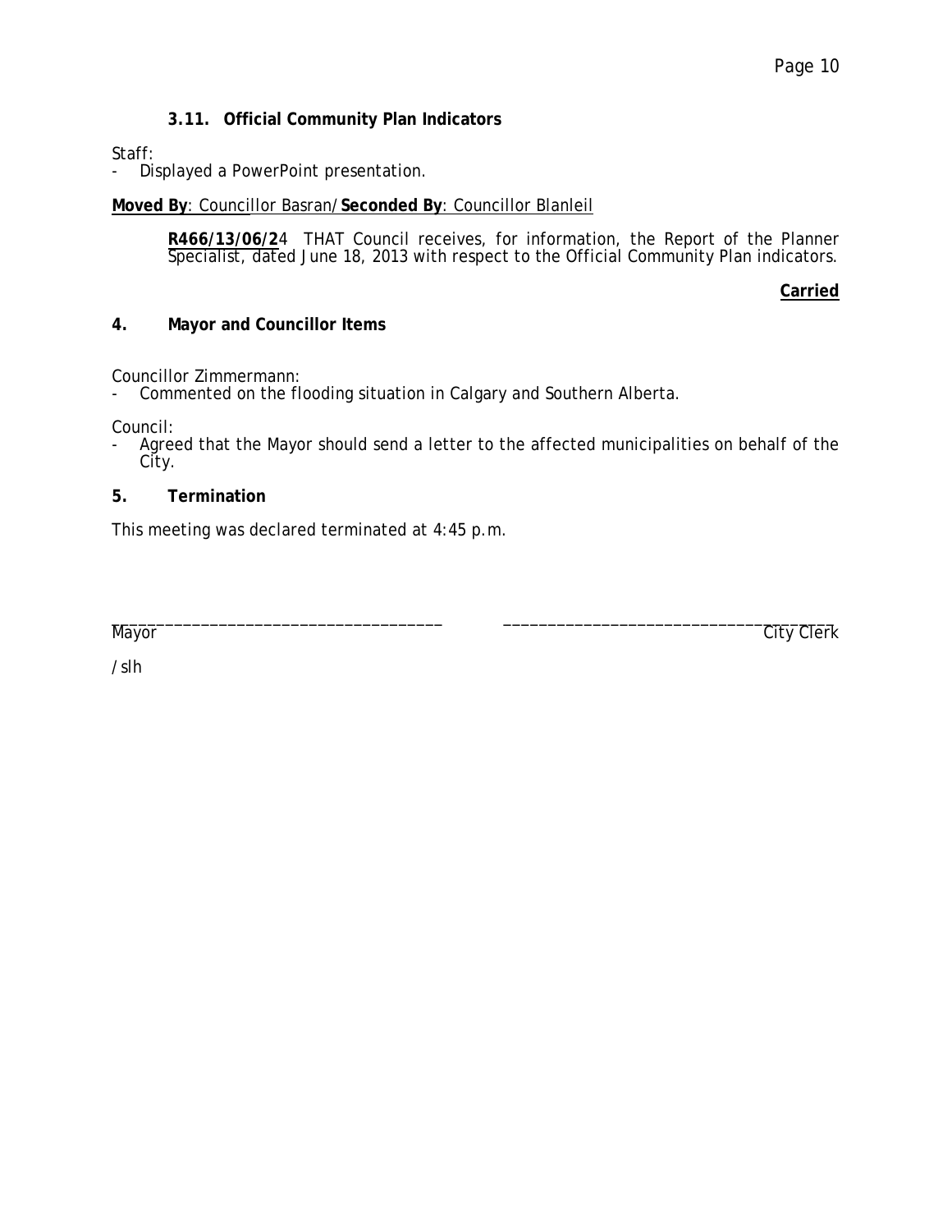### 3.11. Official Community Plan Indicators

Staff:
- Displayed a PowerPoint presentation.

**Moved By**: Councillor Basran/**Seconded By**: Councillor Blanleil

> **R466/13/06/2**4 THAT Council receives, for information, the Report of the Planner Specialist, dated June 18, 2013 with respect to the Official Community Plan indicators.

**Carried**

## 4. Mayor and Councillor Items

Councillor Zimmermann:
- Commented on the flooding situation in Calgary and Southern Alberta.

Council:
- Agreed that the Mayor should send a letter to the affected municipalities on behalf of the City.

## 5. Termination

This meeting was declared terminated at 4:45 p.m.

_____________________________________ _____________________________________

Mayor City Clerk

/slh